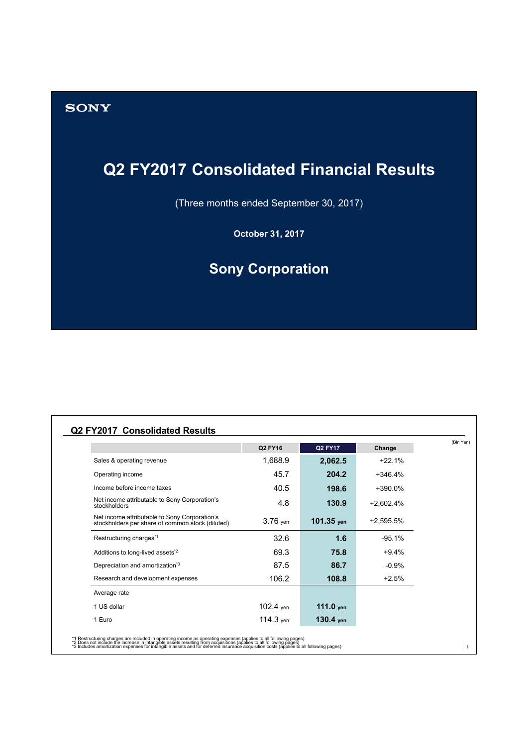SONY

# Q2 FY2017 Consolidated Financial Results

(Three months ended September 30, 2017)

**October 31, 2017**

## Sony Corporation

## Q2 FY2017 Consolidated Results

(Bln Yen)

| | Q2 FY16 | Q2 FY17 | Change |
|---|---|---|---|
| Sales & operating revenue | 1,688.9 | **2,062.5** | +22.1% |
| Operating income | 45.7 | **204.2** | +346.4% |
| Income before income taxes | 40.5 | **198.6** | +390.0% |
| Net income attributable to Sony Corporation's stockholders | 4.8 | **130.9** | +2,602.4% |
| Net income attributable to Sony Corporation's stockholders per share of common stock (diluted) | 3.76 yen | **101.35 yen** | +2,595.5% |
| Restructuring charges[*1] | 32.6 | **1.6** | -95.1% |
| Additions to long-lived assets[*2] | 69.3 | **75.8** | +9.4% |
| Depreciation and amortization[*3] | 87.5 | **86.7** | -0.9% |
| Research and development expenses | 106.2 | **108.8** | +2.5% |
| Average rate | | | |
| 1 US dollar | 102.4 yen | **111.0 yen** | |
| 1 Euro | 114.3 yen | **130.4 yen** | |

*1 Restructuring charges are included in operating income as operating expenses (applies to all following pages)
*2 Does not include the increase in intangible assets resulting from acquisitions (applies to all following pages)
*3 Includes amortization expenses for intangible assets and for deferred insurance acquisition costs (applies to all following pages)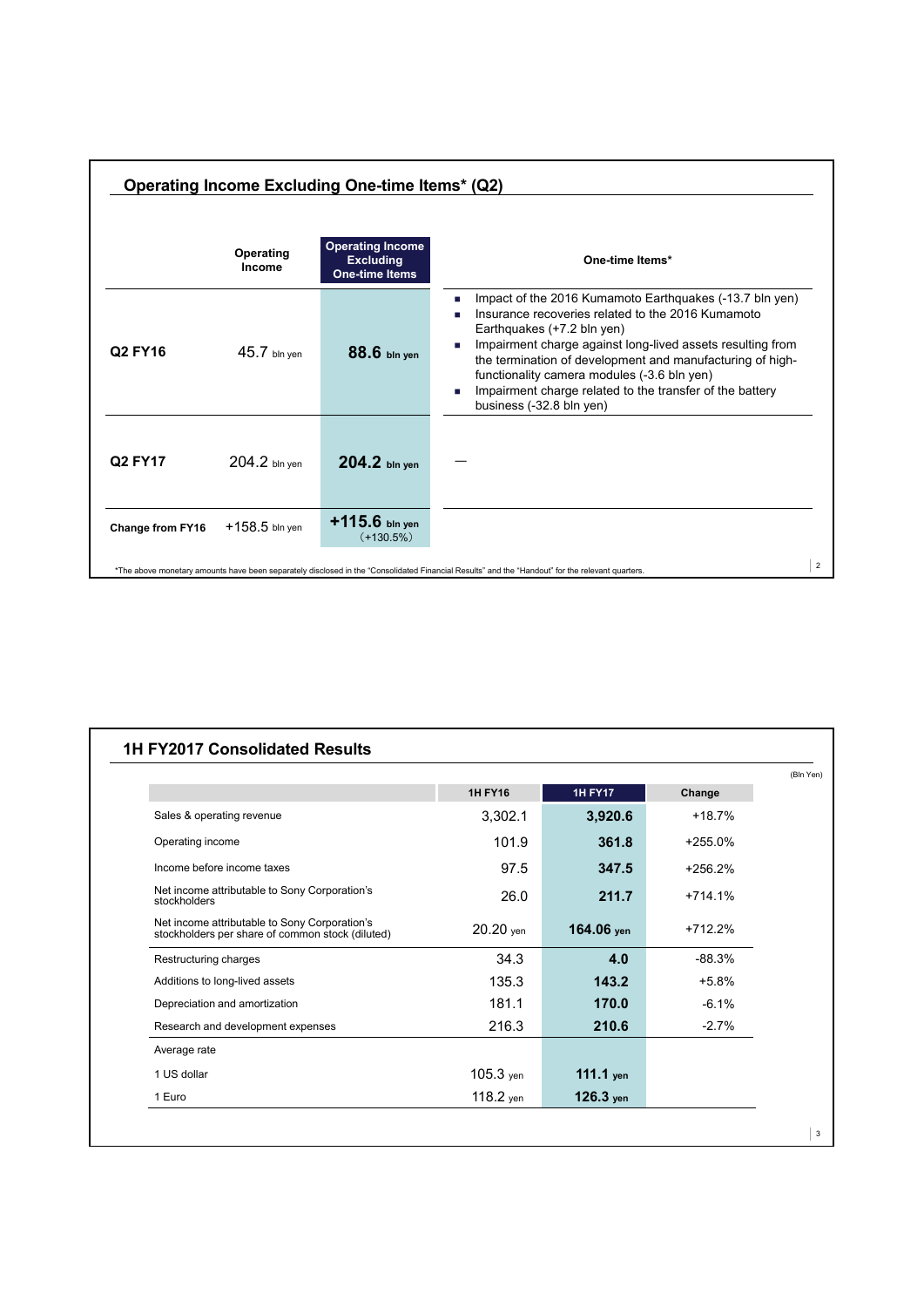## Operating Income Excluding One-time Items* (Q2)

| | Operating Income | Operating Income Excluding One-time Items | One-time Items* |
|---|---|---|---|
| Q2 FY16 | 45.7 bln yen | 88.6 bln yen | ■ Impact of the 2016 Kumamoto Earthquakes (-13.7 bln yen)<br>■ Insurance recoveries related to the 2016 Kumamoto Earthquakes (+7.2 bln yen)<br>■ Impairment charge against long-lived assets resulting from the termination of development and manufacturing of high-functionality camera modules (-3.6 bln yen)<br>■ Impairment charge related to the transfer of the battery business (-32.8 bln yen) |
| Q2 FY17 | 204.2 bln yen | 204.2 bln yen | — |
| Change from FY16 | +158.5 bln yen | +115.6 bln yen (+130.5%) | |

*The above monetary amounts have been separately disclosed in the "Consolidated Financial Results" and the "Handout" for the relevant quarters.

## 1H FY2017 Consolidated Results

(Bln Yen)

| | 1H FY16 | 1H FY17 | Change |
|---|---|---|---|
| Sales & operating revenue | 3,302.1 | 3,920.6 | +18.7% |
| Operating income | 101.9 | 361.8 | +255.0% |
| Income before income taxes | 97.5 | 347.5 | +256.2% |
| Net income attributable to Sony Corporation's stockholders | 26.0 | 211.7 | +714.1% |
| Net income attributable to Sony Corporation's stockholders per share of common stock (diluted) | 20.20 yen | 164.06 yen | +712.2% |
| Restructuring charges | 34.3 | 4.0 | -88.3% |
| Additions to long-lived assets | 135.3 | 143.2 | +5.8% |
| Depreciation and amortization | 181.1 | 170.0 | -6.1% |
| Research and development expenses | 216.3 | 210.6 | -2.7% |
| Average rate | | | |
| 1 US dollar | 105.3 yen | 111.1 yen | |
| 1 Euro | 118.2 yen | 126.3 yen | |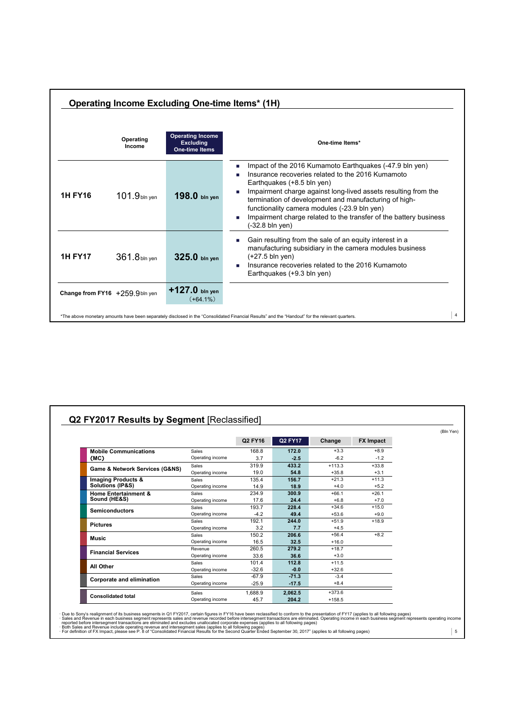## Operating Income Excluding One-time Items* (1H)

| | Operating Income | Operating Income Excluding One-time Items | One-time Items* |
|---|---|---|---|
| **1H FY16** | 101.9 bln yen | **198.0** bln yen | ■ Impact of the 2016 Kumamoto Earthquakes (-47.9 bln yen)<br>■ Insurance recoveries related to the 2016 Kumamoto Earthquakes (+8.5 bln yen)<br>■ Impairment charge against long-lived assets resulting from the termination of development and manufacturing of high-functionality camera modules (-23.9 bln yen)<br>■ Impairment charge related to the transfer of the battery business (-32.8 bln yen) |
| **1H FY17** | 361.8 bln yen | **325.0** bln yen | ■ Gain resulting from the sale of an equity interest in a manufacturing subsidiary in the camera modules business (+27.5 bln yen)<br>■ Insurance recoveries related to the 2016 Kumamoto Earthquakes (+9.3 bln yen) |
| **Change from FY16** | +259.9 bln yen | **+127.0** bln yen (+64.1%) | |

*The above monetary amounts have been separately disclosed in the "Consolidated Financial Results" and the "Handout" for the relevant quarters.

## Q2 FY2017 Results by Segment [Reclassified]

(Bln Yen)

| Segment | | Q2 FY16 | Q2 FY17 | Change | FX Impact |
|---|---|---|---|---|---|
| **Mobile Communications (MC)** | Sales | 168.8 | **172.0** | +3.3 | +8.9 |
| | Operating income | 3.7 | **-2.5** | -6.2 | -1.2 |
| **Game & Network Services (G&NS)** | Sales | 319.9 | **433.2** | +113.3 | +33.8 |
| | Operating income | 19.0 | **54.8** | +35.8 | +3.1 |
| **Imaging Products & Solutions (IP&S)** | Sales | 135.4 | **156.7** | +21.3 | +11.3 |
| | Operating income | 14.9 | **18.9** | +4.0 | +5.2 |
| **Home Entertainment & Sound (HE&S)** | Sales | 234.9 | **300.9** | +66.1 | +26.1 |
| | Operating income | 17.6 | **24.4** | +6.8 | +7.0 |
| **Semiconductors** | Sales | 193.7 | **228.4** | +34.6 | +15.0 |
| | Operating income | -4.2 | **49.4** | +53.6 | +9.0 |
| **Pictures** | Sales | 192.1 | **244.0** | +51.9 | +18.9 |
| | Operating income | 3.2 | **7.7** | +4.5 | |
| **Music** | Sales | 150.2 | **206.6** | +56.4 | +8.2 |
| | Operating income | 16.5 | **32.5** | +16.0 | |
| **Financial Services** | Revenue | 260.5 | **279.2** | +18.7 | |
| | Operating income | 33.6 | **36.6** | +3.0 | |
| **All Other** | Sales | 101.4 | **112.8** | +11.5 | |
| | Operating income | -32.6 | **-0.0** | +32.6 | |
| **Corporate and elimination** | Sales | -67.9 | **-71.3** | -3.4 | |
| | Operating income | -25.9 | **-17.5** | +8.4 | |
| **Consolidated total** | Sales | 1,688.9 | **2,062.5** | +373.6 | |
| | Operating income | 45.7 | **204.2** | +158.5 | |

- Due to Sony's realignment of its business segments in Q1 FY2017, certain figures in FY16 have been reclassified to conform to the presentation of FY17 (applies to all following pages)
- Sales and Revenue in each business segment represents sales and revenue recorded before intersegment transactions are eliminated. Operating income in each business segment represents operating income reported before intersegment transactions are eliminated and excludes unallocated corporate expenses (applies to all following pages)
- Both Sales and Revenue include operating revenue and intersegment sales (applies to all following pages)
- For definition of FX Impact, please see P. 8 of "Consolidated Financial Results for the Second Quarter Ended September 30, 2017" (applies to all following pages)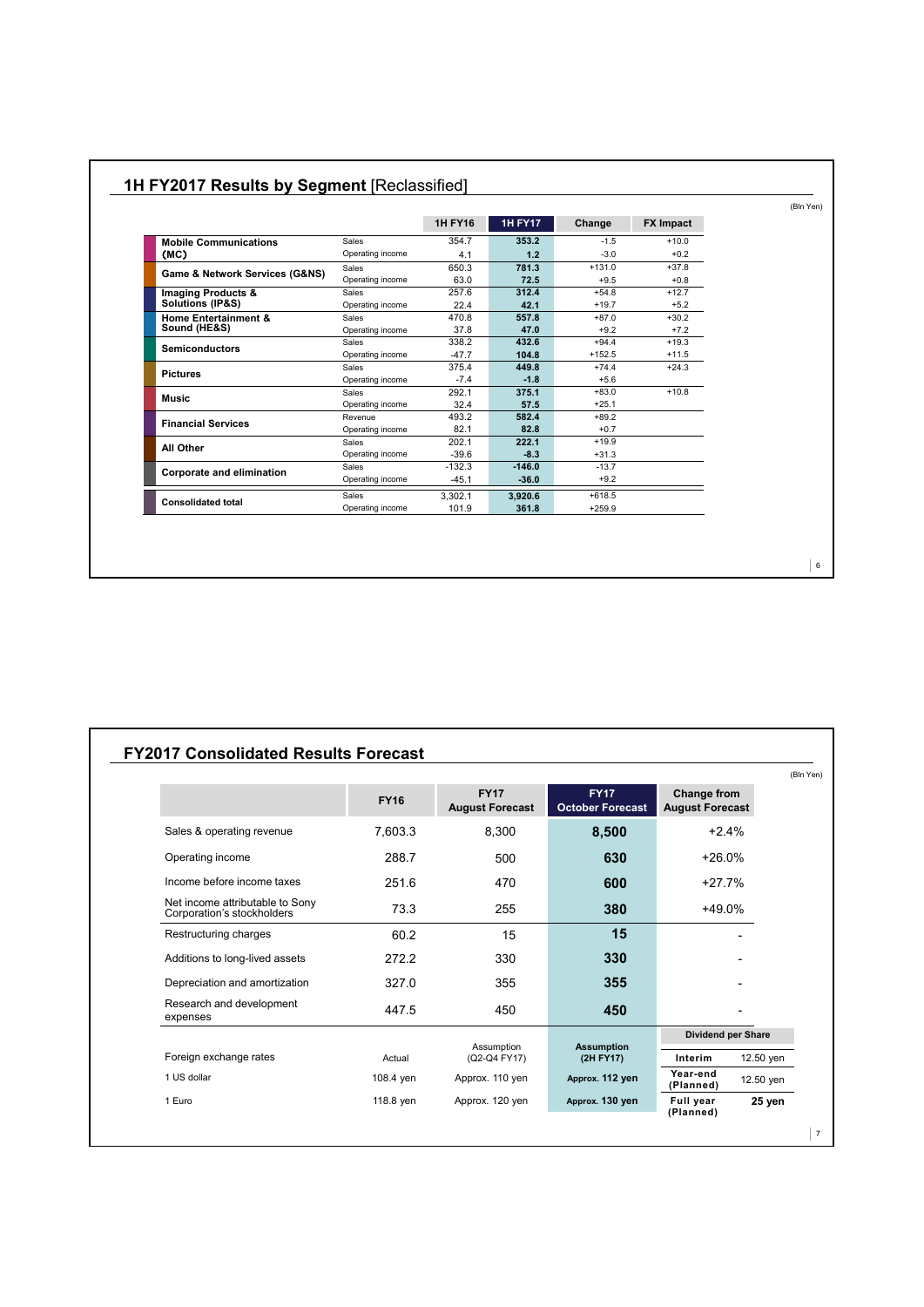## 1H FY2017 Results by Segment [Reclassified]

(Bln Yen)

| | | 1H FY16 | 1H FY17 | Change | FX Impact |
|---|---|---|---|---|---|
| **Mobile Communications (MC)** | Sales | 354.7 | **353.2** | -1.5 | +10.0 |
| | Operating income | 4.1 | **1.2** | -3.0 | +0.2 |
| **Game & Network Services (G&NS)** | Sales | 650.3 | **781.3** | +131.0 | +37.8 |
| | Operating income | 63.0 | **72.5** | +9.5 | +0.8 |
| **Imaging Products & Solutions (IP&S)** | Sales | 257.6 | **312.4** | +54.8 | +12.7 |
| | Operating income | 22.4 | **42.1** | +19.7 | +5.2 |
| **Home Entertainment & Sound (HE&S)** | Sales | 470.8 | **557.8** | +87.0 | +30.2 |
| | Operating income | 37.8 | **47.0** | +9.2 | +7.2 |
| **Semiconductors** | Sales | 338.2 | **432.6** | +94.4 | +19.3 |
| | Operating income | -47.7 | **104.8** | +152.5 | +11.5 |
| **Pictures** | Sales | 375.4 | **449.8** | +74.4 | +24.3 |
| | Operating income | -7.4 | **-1.8** | +5.6 | |
| **Music** | Sales | 292.1 | **375.1** | +83.0 | +10.8 |
| | Operating income | 32.4 | **57.5** | +25.1 | |
| **Financial Services** | Revenue | 493.2 | **582.4** | +89.2 | |
| | Operating income | 82.1 | **82.8** | +0.7 | |
| **All Other** | Sales | 202.1 | **222.1** | +19.9 | |
| | Operating income | -39.6 | **-8.3** | +31.3 | |
| **Corporate and elimination** | Sales | -132.3 | **-146.0** | -13.7 | |
| | Operating income | -45.1 | **-36.0** | +9.2 | |
| **Consolidated total** | Sales | 3,302.1 | **3,920.6** | +618.5 | |
| | Operating income | 101.9 | **361.8** | +259.9 | |

## FY2017 Consolidated Results Forecast

(Bln Yen)

| | FY16 | FY17 August Forecast | FY17 October Forecast | Change from August Forecast |
|---|---|---|---|---|
| Sales & operating revenue | 7,603.3 | 8,300 | **8,500** | +2.4% |
| Operating income | 288.7 | 500 | **630** | +26.0% |
| Income before income taxes | 251.6 | 470 | **600** | +27.7% |
| Net income attributable to Sony Corporation's stockholders | 73.3 | 255 | **380** | +49.0% |
| Restructuring charges | 60.2 | 15 | **15** | - |
| Additions to long-lived assets | 272.2 | 330 | **330** | - |
| Depreciation and amortization | 327.0 | 355 | **355** | - |
| Research and development expenses | 447.5 | 450 | **450** | - |

| Foreign exchange rates | Actual | Assumption (Q2-Q4 FY17) | Assumption (2H FY17) |
|---|---|---|---|
| 1 US dollar | 108.4 yen | Approx. 110 yen | **Approx. 112 yen** |
| 1 Euro | 118.8 yen | Approx. 120 yen | **Approx. 130 yen** |

| Dividend per Share | |
|---|---|
| Interim | 12.50 yen |
| Year-end (Planned) | 12.50 yen |
| Full year (Planned) | **25 yen** |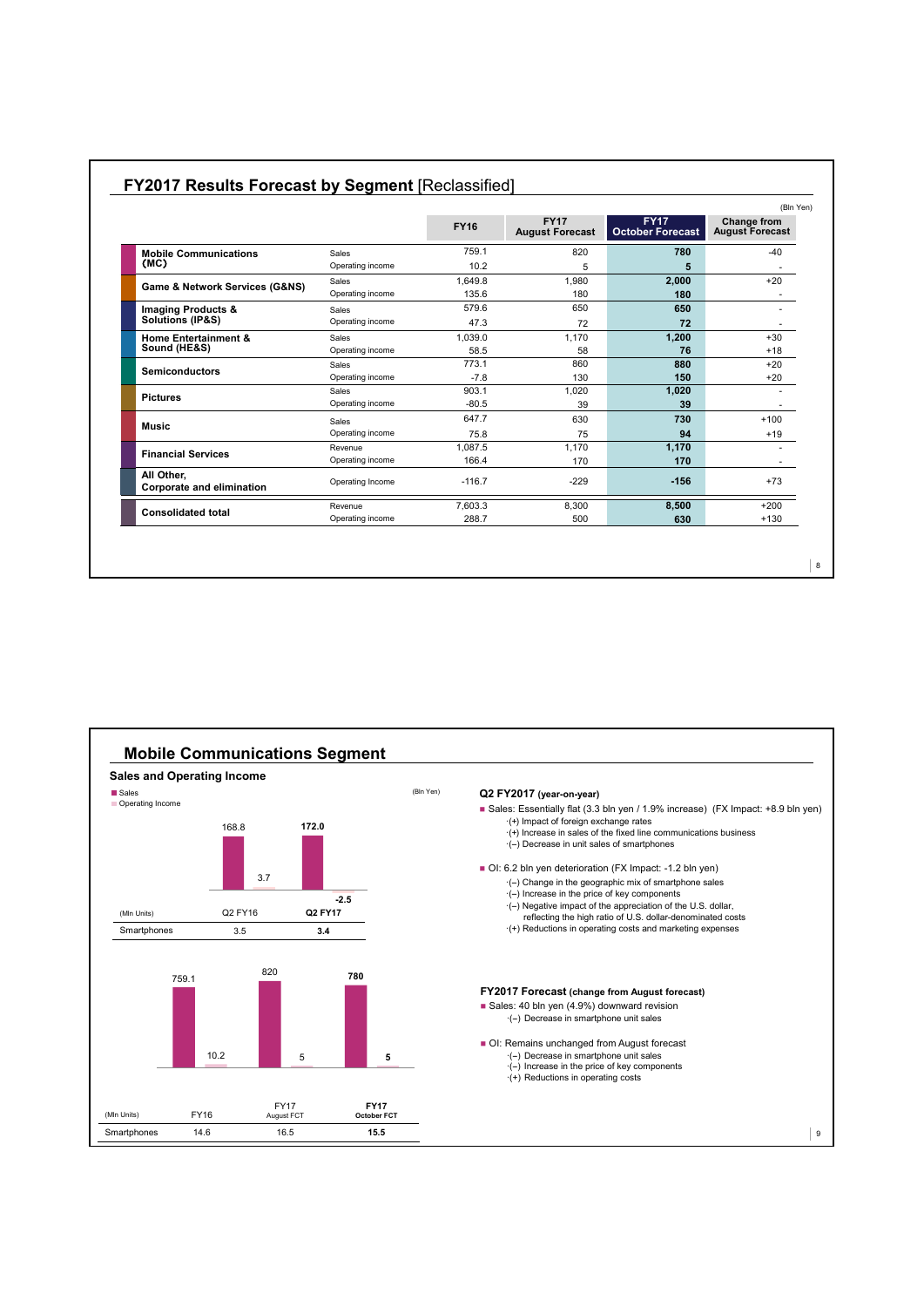## FY2017 Results Forecast by Segment [Reclassified]

(Bln Yen)

| Segment | | FY16 | FY17 August Forecast | FY17 October Forecast | Change from August Forecast |
|---|---|---|---|---|---|
| Mobile Communications (MC) | Sales | 759.1 | 820 | **780** | -40 |
| | Operating income | 10.2 | 5 | **5** | - |
| Game & Network Services (G&NS) | Sales | 1,649.8 | 1,980 | **2,000** | +20 |
| | Operating income | 135.6 | 180 | **180** | - |
| Imaging Products & Solutions (IP&S) | Sales | 579.6 | 650 | **650** | - |
| | Operating income | 47.3 | 72 | **72** | - |
| Home Entertainment & Sound (HE&S) | Sales | 1,039.0 | 1,170 | **1,200** | +30 |
| | Operating income | 58.5 | 58 | **76** | +18 |
| Semiconductors | Sales | 773.1 | 860 | **880** | +20 |
| | Operating income | -7.8 | 130 | **150** | +20 |
| Pictures | Sales | 903.1 | 1,020 | **1,020** | - |
| | Operating income | -80.5 | 39 | **39** | - |
| Music | Sales | 647.7 | 630 | **730** | +100 |
| | Operating income | 75.8 | 75 | **94** | +19 |
| Financial Services | Revenue | 1,087.5 | 1,170 | **1,170** | - |
| | Operating income | 166.4 | 170 | **170** | - |
| All Other, Corporate and elimination | Operating Income | -116.7 | -229 | **-156** | +73 |
| Consolidated total | Revenue | 7,603.3 | 8,300 | **8,500** | +200 |
| | Operating income | 288.7 | 500 | **630** | +130 |

## Mobile Communications Segment

### Sales and Operating Income

(Bln Yen)

| | Q2 FY16 | Q2 FY17 |
|---|---|---|
| Sales | 168.8 | **172.0** |
| Operating Income | 3.7 | **-2.5** |
| Smartphones (Mln Units) | 3.5 | **3.4** |

| | FY16 | FY17 August FCT | FY17 October FCT |
|---|---|---|---|
| Sales | 759.1 | 820 | **780** |
| Operating Income | 10.2 | 5 | **5** |
| Smartphones (Mln Units) | 14.6 | 16.5 | **15.5** |

**Q2 FY2017** (year-on-year)

- Sales: Essentially flat (3.3 bln yen / 1.9% increase) (FX Impact: +8.9 bln yen)
  - ·(+) Impact of foreign exchange rates
  - ·(+) Increase in sales of the fixed line communications business
  - ·(–) Decrease in unit sales of smartphones
- OI: 6.2 bln yen deterioration (FX Impact: -1.2 bln yen)
  - ·(–) Change in the geographic mix of smartphone sales
  - ·(–) Increase in the price of key components
  - ·(–) Negative impact of the appreciation of the U.S. dollar, reflecting the high ratio of U.S. dollar-denominated costs
  - ·(+) Reductions in operating costs and marketing expenses

**FY2017 Forecast** (change from August forecast)

- Sales: 40 bln yen (4.9%) downward revision
  - ·(–) Decrease in smartphone unit sales
- OI: Remains unchanged from August forecast
  - ·(–) Decrease in smartphone unit sales
  - ·(–) Increase in the price of key components
  - ·(+) Reductions in operating costs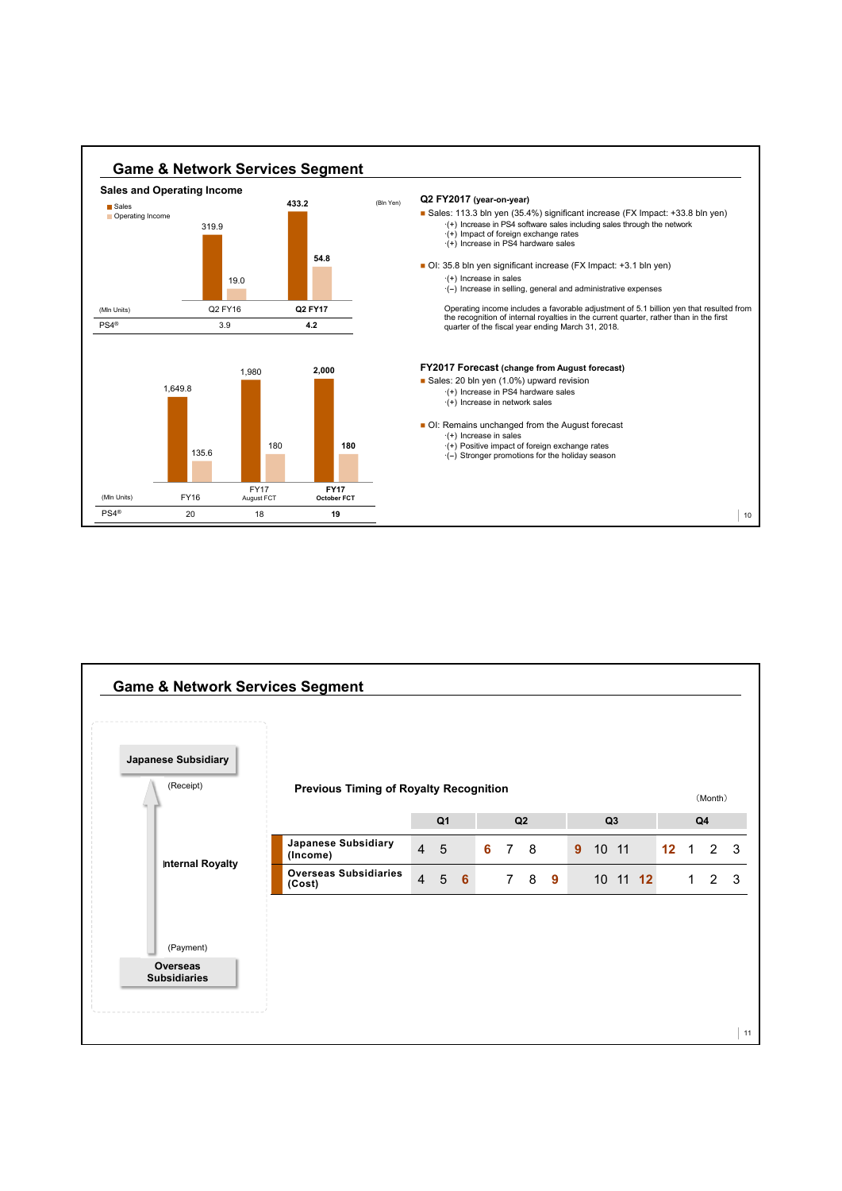## Game & Network Services Segment

### Sales and Operating Income

(Bln Yen)

| | Q2 FY16 | Q2 FY17 |
|---|---|---|
| Sales | 319.9 | 433.2 |
| Operating Income | 19.0 | 54.8 |
| PS4® (Mln Units) | 3.9 | 4.2 |

**Q2 FY2017 (year-on-year)**

- Sales: 113.3 bln yen (35.4%) significant increase (FX Impact: +33.8 bln yen)
  - (+) Increase in PS4 software sales including sales through the network
  - (+) Impact of foreign exchange rates
  - (+) Increase in PS4 hardware sales
- OI: 35.8 bln yen significant increase (FX Impact: +3.1 bln yen)
  - (+) Increase in sales
  - (–) Increase in selling, general and administrative expenses

Operating income includes a favorable adjustment of 5.1 billion yen that resulted from the recognition of internal royalties in the current quarter, rather than in the first quarter of the fiscal year ending March 31, 2018.

| | FY16 | FY17 August FCT | FY17 October FCT |
|---|---|---|---|
| Sales | 1,649.8 | 1,980 | 2,000 |
| Operating Income | 135.6 | 180 | 180 |
| PS4® (Mln Units) | 20 | 18 | 19 |

**FY2017 Forecast (change from August forecast)**

- Sales: 20 bln yen (1.0%) upward revision
  - (+) Increase in PS4 hardware sales
  - (+) Increase in network sales
- OI: Remains unchanged from the August forecast
  - (+) Increase in sales
  - (+) Positive impact of foreign exchange rates
  - (–) Stronger promotions for the holiday season

## Game & Network Services Segment

**Japanese Subsidiary** (Receipt) ← **Internal Royalty** ← (Payment) **Overseas Subsidiaries**

### Previous Timing of Royalty Recognition

(Month)

| | Q1 | | | Q2 | | | Q3 | | | Q4 | | |
|---|---|---|---|---|---|---|---|---|---|---|---|---|
| Japanese Subsidiary (Income) | 4 | 5 | | **6** | 7 | 8 | **9** | 10 | 11 | **12** | 1 | 2 | 3 |
| Overseas Subsidiaries (Cost) | 4 | 5 | **6** | | 7 | 8 | **9** | | 10 | 11 | **12** | | 1 | 2 | 3 |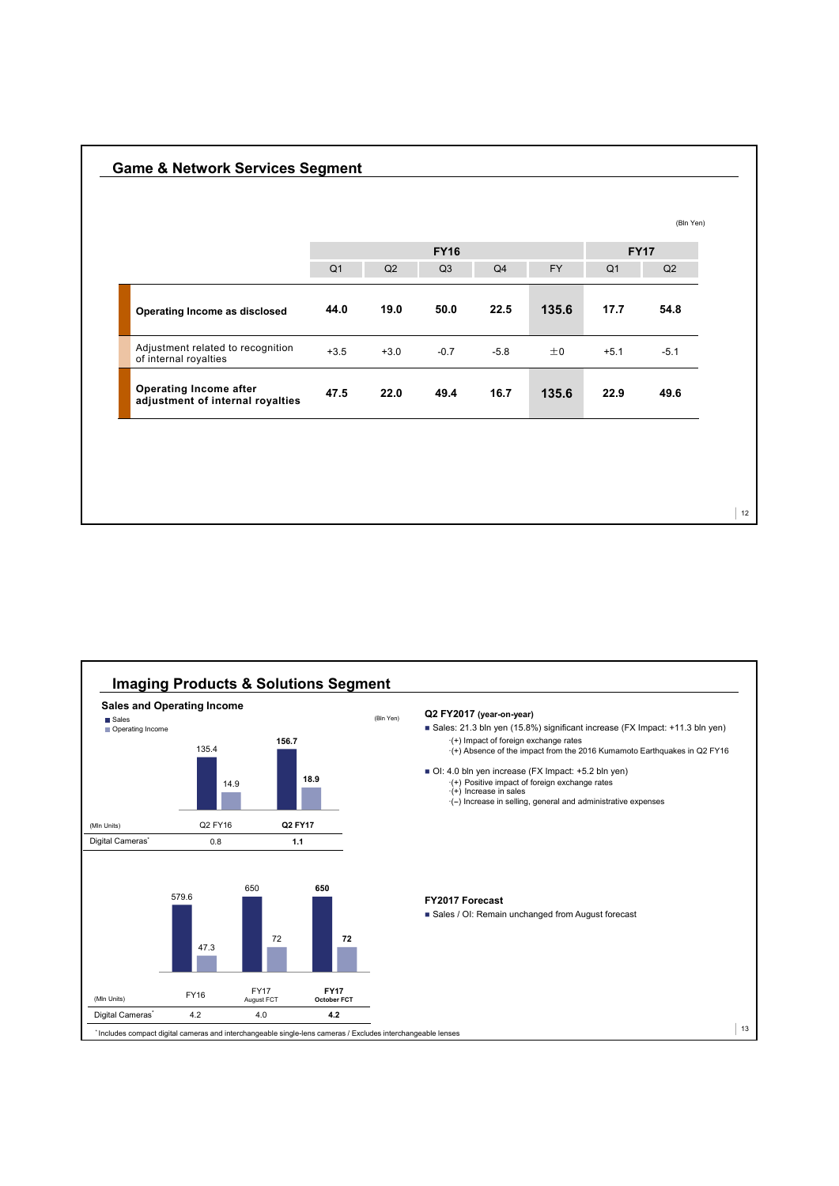## Game & Network Services Segment

(Bln Yen)

| | FY16 | | | | | FY17 | |
|---|---|---|---|---|---|---|---|
| | Q1 | Q2 | Q3 | Q4 | FY | Q1 | Q2 |
| **Operating Income as disclosed** | **44.0** | **19.0** | **50.0** | **22.5** | **135.6** | **17.7** | **54.8** |
| Adjustment related to recognition of internal royalties | +3.5 | +3.0 | -0.7 | -5.8 | ±0 | +5.1 | -5.1 |
| **Operating Income after adjustment of internal royalties** | **47.5** | **22.0** | **49.4** | **16.7** | **135.6** | **22.9** | **49.6** |

## Imaging Products & Solutions Segment

### Sales and Operating Income

(Bln Yen)

| | Q2 FY16 | **Q2 FY17** |
|---|---|---|
| Sales | 135.4 | **156.7** |
| Operating Income | 14.9 | **18.9** |
| Digital Cameras* (Mln Units) | 0.8 | **1.1** |

**Q2 FY2017 (year-on-year)**

- Sales: 21.3 bln yen (15.8%) significant increase (FX Impact: +11.3 bln yen)
  - ·(+) Impact of foreign exchange rates
  - ·(+) Absence of the impact from the 2016 Kumamoto Earthquakes in Q2 FY16
- OI: 4.0 bln yen increase (FX Impact: +5.2 bln yen)
  - ·(+) Positive impact of foreign exchange rates
  - ·(+) Increase in sales
  - ·(–) Increase in selling, general and administrative expenses

| | FY16 | FY17 August FCT | **FY17 October FCT** |
|---|---|---|---|
| Sales | 579.6 | 650 | **650** |
| Operating Income | 47.3 | 72 | **72** |
| Digital Cameras* (Mln Units) | 4.2 | 4.0 | **4.2** |

**FY2017 Forecast**

- Sales / OI: Remain unchanged from August forecast

*Includes compact digital cameras and interchangeable single-lens cameras / Excludes interchangeable lenses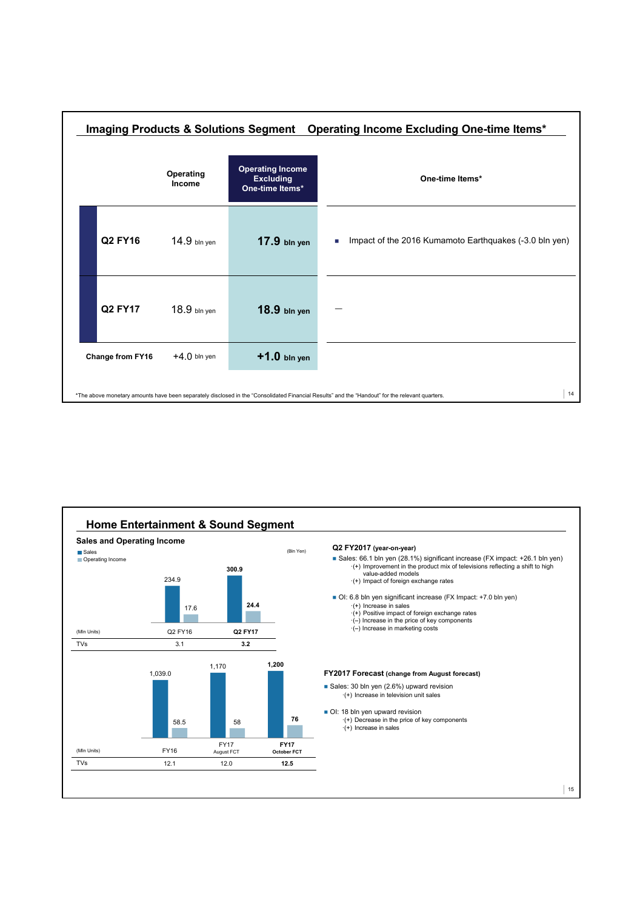## Imaging Products & Solutions Segment　Operating Income Excluding One-time Items*

| | Operating Income | Operating Income Excluding One-time Items* | One-time Items* |
|---|---|---|---|
| Q2 FY16 | 14.9 bln yen | 17.9 bln yen | Impact of the 2016 Kumamoto Earthquakes (-3.0 bln yen) |
| Q2 FY17 | 18.9 bln yen | 18.9 bln yen | – |
| Change from FY16 | +4.0 bln yen | +1.0 bln yen | |

*The above monetary amounts have been separately disclosed in the "Consolidated Financial Results" and the "Handout" for the relevant quarters.

## Home Entertainment & Sound Segment

### Sales and Operating Income

(Bln Yen)

| | Q2 FY16 | Q2 FY17 |
|---|---|---|
| Sales | 234.9 | 300.9 |
| Operating Income | 17.6 | 24.4 |
| TVs (Mln Units) | 3.1 | 3.2 |

| | FY16 | FY17 August FCT | FY17 October FCT |
|---|---|---|---|
| Sales | 1,039.0 | 1,170 | 1,200 |
| Operating Income | 58.5 | 58 | 76 |
| TVs (Mln Units) | 12.1 | 12.0 | 12.5 |

**Q2 FY2017 (year-on-year)**

- Sales: 66.1 bln yen (28.1%) significant increase (FX impact: +26.1 bln yen)
  - (+) Improvement in the product mix of televisions reflecting a shift to high value-added models
  - (+) Impact of foreign exchange rates
- OI: 6.8 bln yen significant increase (FX Impact: +7.0 bln yen)
  - (+) Increase in sales
  - (+) Positive impact of foreign exchange rates
  - (–) Increase in the price of key components
  - (–) Increase in marketing costs

**FY2017 Forecast (change from August forecast)**

- Sales: 30 bln yen (2.6%) upward revision
  - (+) Increase in television unit sales
- OI: 18 bln yen upward revision
  - (+) Decrease in the price of key components
  - (+) Increase in sales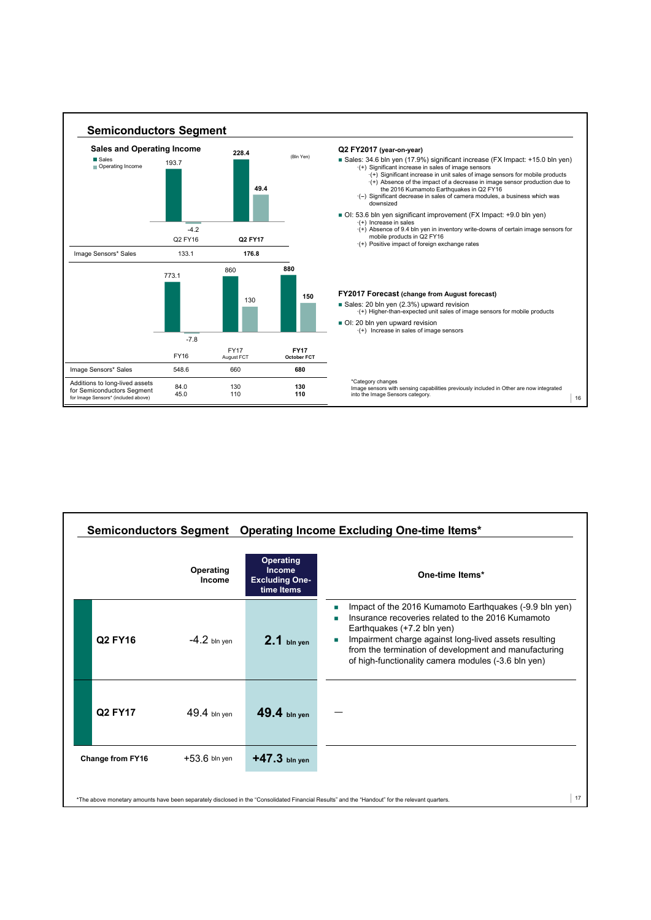## Semiconductors Segment

### Sales and Operating Income

(Bln Yen)

| | Q2 FY16 | Q2 FY17 |
|---|---|---|
| Sales | 193.7 | 228.4 |
| Operating Income | -4.2 | 49.4 |
| Image Sensors* Sales | 133.1 | 176.8 |

| | FY16 | FY17 August FCT | FY17 October FCT |
|---|---|---|---|
| Sales | 773.1 | 860 | 880 |
| Operating Income | -7.8 | 130 | 150 |
| Image Sensors* Sales | 548.6 | 660 | 680 |
| Additions to long-lived assets for Semiconductors Segment | 84.0 | 130 | 130 |
| for Image Sensors* (included above) | 45.0 | 110 | 110 |

**Q2 FY2017 (year-on-year)**

- Sales: 34.6 bln yen (17.9%) significant increase (FX Impact: +15.0 bln yen)
  - (+) Significant increase in sales of image sensors
    - (+) Significant increase in unit sales of image sensors for mobile products
    - (+) Absence of the impact of a decrease in image sensor production due to the 2016 Kumamoto Earthquakes in Q2 FY16
  - (–) Significant decrease in sales of camera modules, a business which was downsized
- OI: 53.6 bln yen significant improvement (FX Impact: +9.0 bln yen)
  - (+) Increase in sales
  - (+) Absence of 9.4 bln yen in inventory write-downs of certain image sensors for mobile products in Q2 FY16
  - (+) Positive impact of foreign exchange rates

**FY2017 Forecast (change from August forecast)**

- Sales: 20 bln yen (2.3%) upward revision
  - (+) Higher-than-expected unit sales of image sensors for mobile products
- OI: 20 bln yen upward revision
  - (+) Increase in sales of image sensors

*Category changes
Image sensors with sensing capabilities previously included in Other are now integrated into the Image Sensors category.

## Semiconductors Segment Operating Income Excluding One-time Items*

| | Operating Income | Operating Income Excluding One-time Items | One-time Items* |
|---|---|---|---|
| **Q2 FY16** | -4.2 bln yen | **2.1** bln yen | Impact of the 2016 Kumamoto Earthquakes (-9.9 bln yen)<br>Insurance recoveries related to the 2016 Kumamoto Earthquakes (+7.2 bln yen)<br>Impairment charge against long-lived assets resulting from the termination of development and manufacturing of high-functionality camera modules (-3.6 bln yen) |
| **Q2 FY17** | 49.4 bln yen | **49.4** bln yen | — |
| **Change from FY16** | +53.6 bln yen | **+47.3** bln yen | |

*The above monetary amounts have been separately disclosed in the "Consolidated Financial Results" and the "Handout" for the relevant quarters.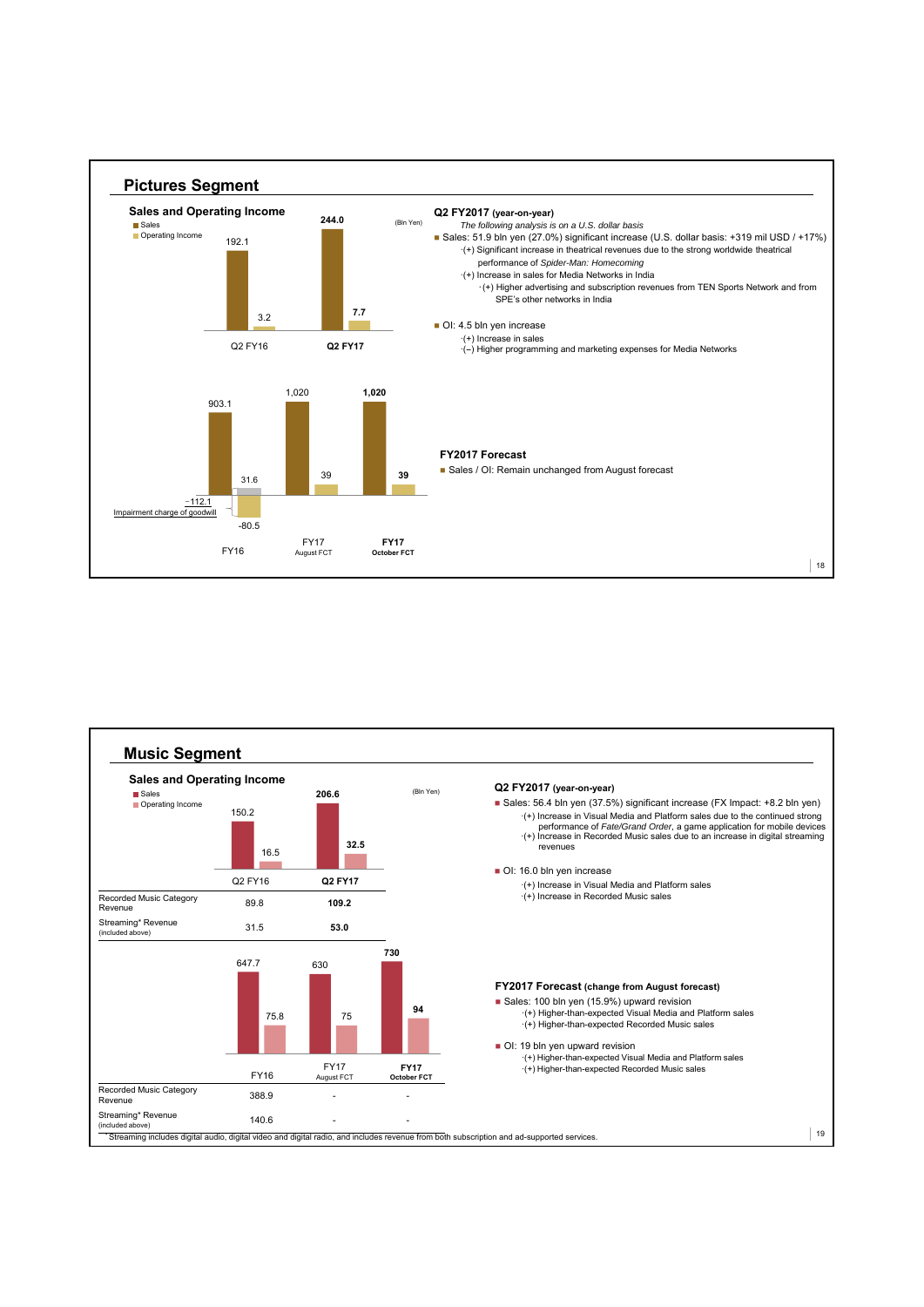## Pictures Segment

### Sales and Operating Income

(Bln Yen)

| | Sales | Operating Income |
|---|---|---|
| Q2 FY16 | 192.1 | 3.2 |
| **Q2 FY17** | **244.0** | **7.7** |

| | Sales | Operating Income |
|---|---|---|
| FY16 | 903.1 | 31.6 / -80.5 (−112.1 Impairment charge of goodwill) |
| FY17 August FCT | 1,020 | 39 |
| **FY17 October FCT** | **1,020** | **39** |

### Q2 FY2017 (year-on-year)

*The following analysis is on a U.S. dollar basis*

- Sales: 51.9 bln yen (27.0%) significant increase (U.S. dollar basis: +319 mil USD / +17%)
  - (+) Significant increase in theatrical revenues due to the strong worldwide theatrical performance of *Spider-Man: Homecoming*
  - (+) Increase in sales for Media Networks in India
    - (+) Higher advertising and subscription revenues from TEN Sports Network and from SPE's other networks in India
- OI: 4.5 bln yen increase
  - (+) Increase in sales
  - (–) Higher programming and marketing expenses for Media Networks

### FY2017 Forecast

- Sales / OI: Remain unchanged from August forecast

## Music Segment

### Sales and Operating Income

(Bln Yen)

| | Q2 FY16 | **Q2 FY17** |
|---|---|---|
| Sales | 150.2 | **206.6** |
| Operating Income | 16.5 | **32.5** |
| Recorded Music Category Revenue | 89.8 | **109.2** |
| Streaming* Revenue (included above) | 31.5 | **53.0** |

| | FY16 | FY17 August FCT | **FY17 October FCT** |
|---|---|---|---|
| Sales | 647.7 | 630 | **730** |
| Operating Income | 75.8 | 75 | **94** |
| Recorded Music Category Revenue | 388.9 | - | - |
| Streaming* Revenue (included above) | 140.6 | - | - |

### Q2 FY2017 (year-on-year)

- Sales: 56.4 bln yen (37.5%) significant increase (FX Impact: +8.2 bln yen)
  - (+) Increase in Visual Media and Platform sales due to the continued strong performance of *Fate/Grand Order*, a game application for mobile devices
  - (+) Increase in Recorded Music sales due to an increase in digital streaming revenues
- OI: 16.0 bln yen increase
  - (+) Increase in Visual Media and Platform sales
  - (+) Increase in Recorded Music sales

### FY2017 Forecast (change from August forecast)

- Sales: 100 bln yen (15.9%) upward revision
  - (+) Higher-than-expected Visual Media and Platform sales
  - (+) Higher-than-expected Recorded Music sales
- OI: 19 bln yen upward revision
  - (+) Higher-than-expected Visual Media and Platform sales
  - (+) Higher-than-expected Recorded Music sales

*Streaming includes digital audio, digital video and digital radio, and includes revenue from both subscription and ad-supported services.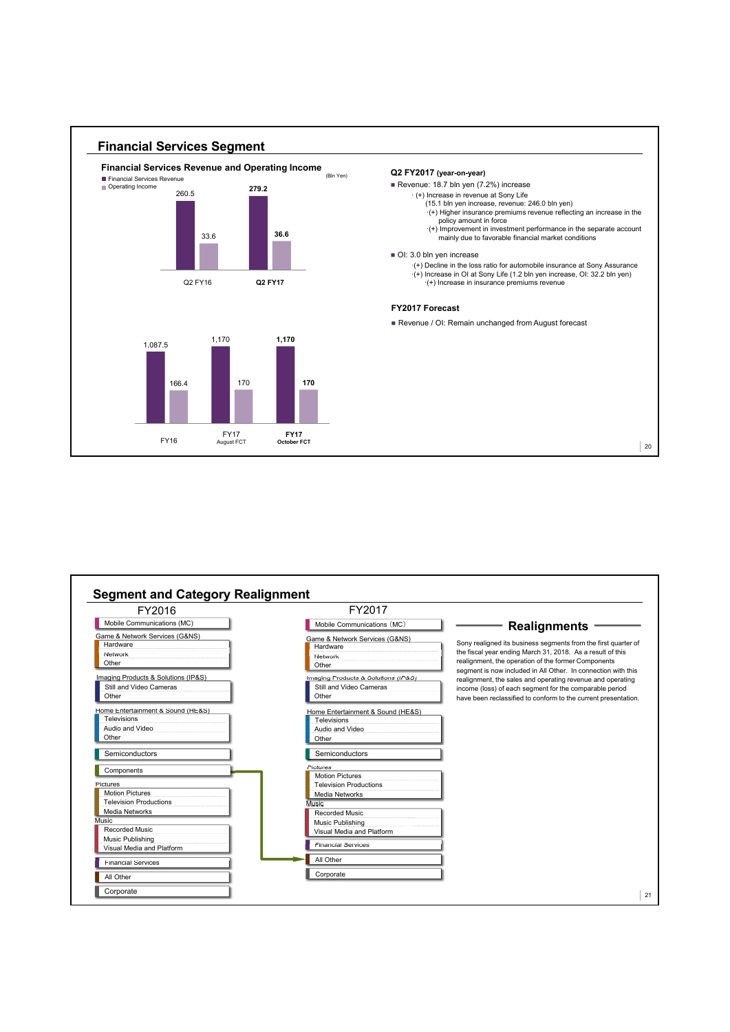## Financial Services Segment

### Financial Services Revenue and Operating Income

(Bln Yen)

| | Financial Services Revenue | Operating Income |
|---|---|---|
| Q2 FY16 | 260.5 | 33.6 |
| **Q2 FY17** | **279.2** | **36.6** |

| | Financial Services Revenue | Operating Income |
|---|---|---|
| FY16 | 1,087.5 | 166.4 |
| FY17 August FCT | 1,170 | 170 |
| **FY17 October FCT** | **1,170** | **170** |

### Q2 FY2017 (year-on-year)

- Revenue: 18.7 bln yen (7.2%) increase
  - (+) Increase in revenue at Sony Life
    (15.1 bln yen increase, revenue: 246.0 bln yen)
    - (+) Higher insurance premiums revenue reflecting an increase in the policy amount in force
    - (+) Improvement in investment performance in the separate account mainly due to favorable financial market conditions
- OI: 3.0 bln yen increase
  - (+) Decline in the loss ratio for automobile insurance at Sony Assurance
  - (+) Increase in OI at Sony Life (1.2 bln yen increase, OI: 32.2 bln yen)
    - (+) Increase in insurance premiums revenue

### FY2017 Forecast

- Revenue / OI: Remain unchanged from August forecast

## Segment and Category Realignment

| FY2016 | FY2017 |
|---|---|
| Mobile Communications (MC) | Mobile Communications (MC) |
| Game & Network Services (G&NS): Hardware, Network, Other | Game & Network Services (G&NS): Hardware, Network, Other |
| Imaging Products & Solutions (IP&S): Still and Video Cameras, Other | Imaging Products & Solutions (IP&S): Still and Video Cameras, Other |
| Home Entertainment & Sound (HE&S): Televisions, Audio and Video, Other | Home Entertainment & Sound (HE&S): Televisions, Audio and Video, Other |
| Semiconductors | Semiconductors |
| Components | → All Other |
| Pictures: Motion Pictures, Television Productions, Media Networks | Pictures: Motion Pictures, Television Productions, Media Networks |
| Music: Recorded Music, Music Publishing, Visual Media and Platform | Music: Recorded Music, Music Publishing, Visual Media and Platform |
| Financial Services | Financial Services |
| All Other | All Other |
| Corporate | Corporate |

### Realignments

Sony realigned its business segments from the first quarter of the fiscal year ending March 31, 2018. As a result of this realignment, the operation of the former Components segment is now included in All Other. In connection with this realignment, the sales and operating revenue and operating income (loss) of each segment for the comparable period have been reclassified to conform to the current presentation.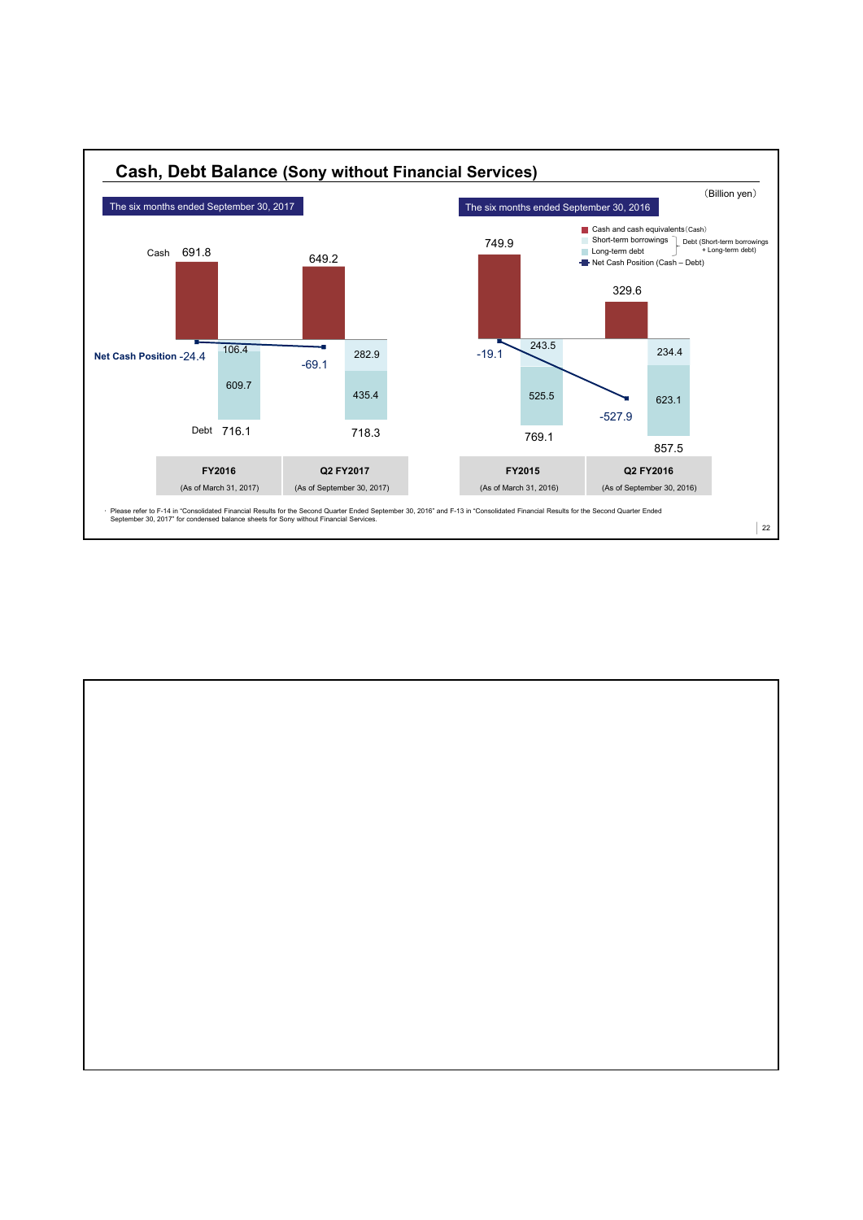## Cash, Debt Balance (Sony without Financial Services)

(Billion yen)

| | The six months ended September 30, 2017 | | The six months ended September 30, 2016 | |
|---|---|---|---|---|
| | FY2016 (As of March 31, 2017) | Q2 FY2017 (As of September 30, 2017) | FY2015 (As of March 31, 2016) | Q2 FY2016 (As of September 30, 2016) |
| Cash and cash equivalents (Cash) | 691.8 | 649.2 | 749.9 | 329.6 |
| Short-term borrowings | 106.4 | 282.9 | 243.5 | 234.4 |
| Long-term debt | 609.7 | 435.4 | 525.5 | 623.1 |
| Debt (Short-term borrowings + Long-term debt) | 716.1 | 718.3 | 769.1 | 857.5 |
| Net Cash Position (Cash – Debt) | -24.4 | -69.1 | -19.1 | -527.9 |

・ Please refer to F-14 in "Consolidated Financial Results for the Second Quarter Ended September 30, 2016" and F-13 in "Consolidated Financial Results for the Second Quarter Ended September 30, 2017" for condensed balance sheets for Sony without Financial Services.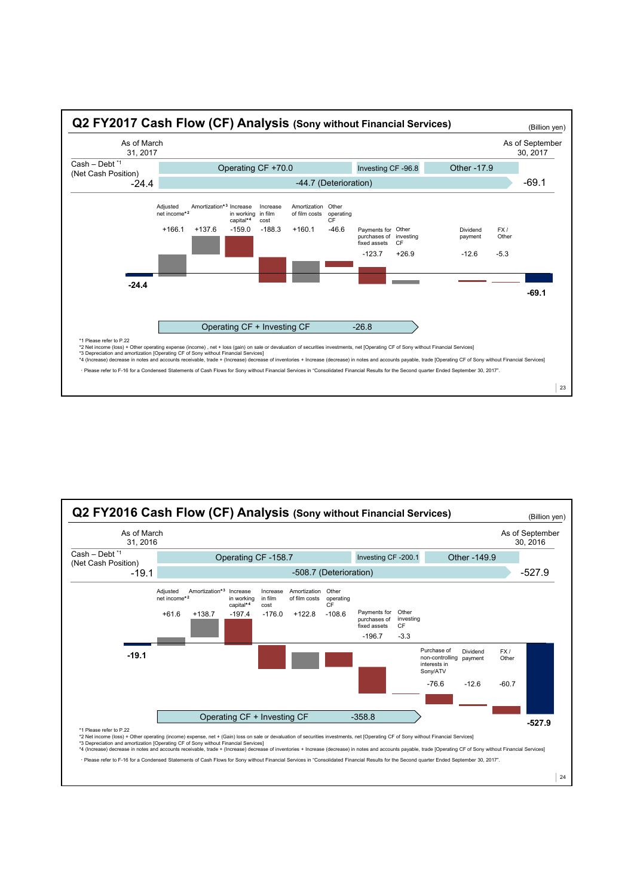## Q2 FY2017 Cash Flow (CF) Analysis (Sony without Financial Services)

(Billion yen)

| | As of March 31, 2017 | | As of September 30, 2017 |
|---|---|---|---|
| Cash – Debt [*1] (Net Cash Position) | -24.4 | Operating CF +70.0 / Investing CF -96.8 / Other -17.9 → -44.7 (Deterioration) | -69.1 |

| Item | Amount |
|---|---|
| Adjusted net income[*2] | +166.1 |
| Amortization[*3] | +137.6 |
| Increase in working capital[*4] | -159.0 |
| Increase in film cost | -188.3 |
| Amortization of film costs | +160.1 |
| Other operating CF | -46.6 |
| Payments for purchases of fixed assets | -123.7 |
| Other investing CF | +26.9 |
| Dividend payment | -12.6 |
| FX / Other | -5.3 |

Operating CF + Investing CF -26.8

*1 Please refer to P.22
*2 Net income (loss) + Other operating expense (income) , net + loss (gain) on sale or devaluation of securities investments, net [Operating CF of Sony without Financial Services]
*3 Depreciation and amortization [Operating CF of Sony without Financial Services]
*4 (Increase) decrease in notes and accounts receivable, trade + (Increase) decrease of inventories + Increase (decrease) in notes and accounts payable, trade [Operating CF of Sony without Financial Services]

・Please refer to F-16 for a Condensed Statements of Cash Flows for Sony without Financial Services in "Consolidated Financial Results for the Second quarter Ended September 30, 2017".

## Q2 FY2016 Cash Flow (CF) Analysis (Sony without Financial Services)

(Billion yen)

| | As of March 31, 2016 | | As of September 30, 2016 |
|---|---|---|---|
| Cash – Debt [*1] (Net Cash Position) | -19.1 | Operating CF -158.7 / Investing CF -200.1 / Other -149.9 → -508.7 (Deterioration) | -527.9 |

| Item | Amount |
|---|---|
| Adjusted net income[*2] | +61.6 |
| Amortization[*3] | +138.7 |
| Increase in working capital[*4] | -197.4 |
| Increase in film cost | -176.0 |
| Amortization of film costs | +122.8 |
| Other operating CF | -108.6 |
| Payments for purchases of fixed assets | -196.7 |
| Other investing CF | -3.3 |
| Purchase of non-controlling interests in Sony/ATV | -76.6 |
| Dividend payment | -12.6 |
| FX / Other | -60.7 |

Operating CF + Investing CF -358.8

*1 Please refer to P.22
*2 Net income (loss) + Other operating (income) expense, net + (Gain) loss on sale or devaluation of securities investments, net [Operating CF of Sony without Financial Services]
*3 Depreciation and amortization [Operating CF of Sony without Financial Services]
*4 (Increase) decrease in notes and accounts receivable, trade + (Increase) decrease of inventories + Increase (decrease) in notes and accounts payable, trade [Operating CF of Sony without Financial Services]

・Please refer to F-16 for a Condensed Statements of Cash Flows for Sony without Financial Services in "Consolidated Financial Results for the Second quarter Ended September 30, 2017".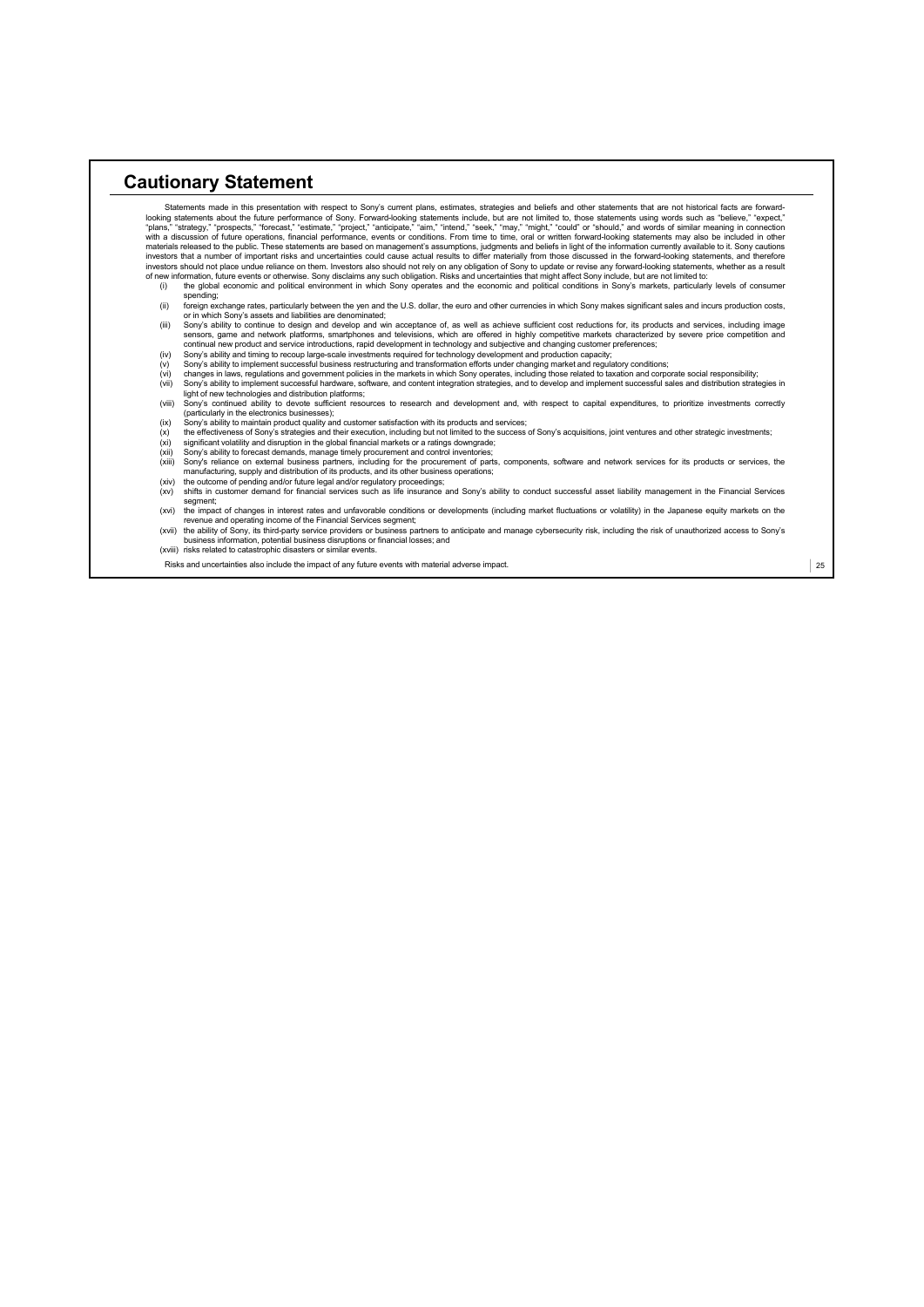# Cautionary Statement

Statements made in this presentation with respect to Sony's current plans, estimates, strategies and beliefs and other statements that are not historical facts are forward-looking statements about the future performance of Sony. Forward-looking statements include, but are not limited to, those statements using words such as "believe," "expect," "plans," "strategy," "prospects," "forecast," "estimate," "project," "anticipate," "aim," "intend," "seek," "may," "might," "could" or "should," and words of similar meaning in connection with a discussion of future operations, financial performance, events or conditions. From time to time, oral or written forward-looking statements may also be included in other materials released to the public. These statements are based on management's assumptions, judgments and beliefs in light of the information currently available to it. Sony cautions investors that a number of important risks and uncertainties could cause actual results to differ materially from those discussed in the forward-looking statements, and therefore investors should not place undue reliance on them. Investors also should not rely on any obligation of Sony to update or revise any forward-looking statements, whether as a result of new information, future events or otherwise. Sony disclaims any such obligation. Risks and uncertainties that might affect Sony include, but are not limited to:

- (i) the global economic and political environment in which Sony operates and the economic and political conditions in Sony's markets, particularly levels of consumer spending;
- (ii) foreign exchange rates, particularly between the yen and the U.S. dollar, the euro and other currencies in which Sony makes significant sales and incurs production costs, or in which Sony's assets and liabilities are denominated;
- (iii) Sony's ability to continue to design and develop and win acceptance of, as well as achieve sufficient cost reductions for, its products and services, including image sensors, game and network platforms, smartphones and televisions, which are offered in highly competitive markets characterized by severe price competition and continual new product and service introductions, rapid development in technology and subjective and changing customer preferences;
- (iv) Sony's ability and timing to recoup large-scale investments required for technology development and production capacity;
- (v) Sony's ability to implement successful business restructuring and transformation efforts under changing market and regulatory conditions;
- (vi) changes in laws, regulations and government policies in the markets in which Sony operates, including those related to taxation and corporate social responsibility;
- (vii) Sony's ability to implement successful hardware, software, and content integration strategies, and to develop and implement successful sales and distribution strategies in light of new technologies and distribution platforms;
- (viii) Sony's continued ability to devote sufficient resources to research and development and, with respect to capital expenditures, to prioritize investments correctly (particularly in the electronics businesses);
- (ix) Sony's ability to maintain product quality and customer satisfaction with its products and services;
- (x) the effectiveness of Sony's strategies and their execution, including but not limited to the success of Sony's acquisitions, joint ventures and other strategic investments;
- (xi) significant volatility and disruption in the global financial markets or a ratings downgrade;
- (xii) Sony's ability to forecast demands, manage timely procurement and control inventories;
- (xiii) Sony's reliance on external business partners, including for the procurement of parts, components, software and network services for its products or services, the manufacturing, supply and distribution of its products, and its other business operations;
- (xiv) the outcome of pending and/or future legal and/or regulatory proceedings;
- (xv) shifts in customer demand for financial services such as life insurance and Sony's ability to conduct successful asset liability management in the Financial Services segment;
- (xvi) the impact of changes in interest rates and unfavorable conditions or developments (including market fluctuations or volatility) in the Japanese equity markets on the revenue and operating income of the Financial Services segment;
- (xvii) the ability of Sony, its third-party service providers or business partners to anticipate and manage cybersecurity risk, including the risk of unauthorized access to Sony's business information, potential business disruptions or financial losses; and
- (xviii) risks related to catastrophic disasters or similar events.

Risks and uncertainties also include the impact of any future events with material adverse impact.